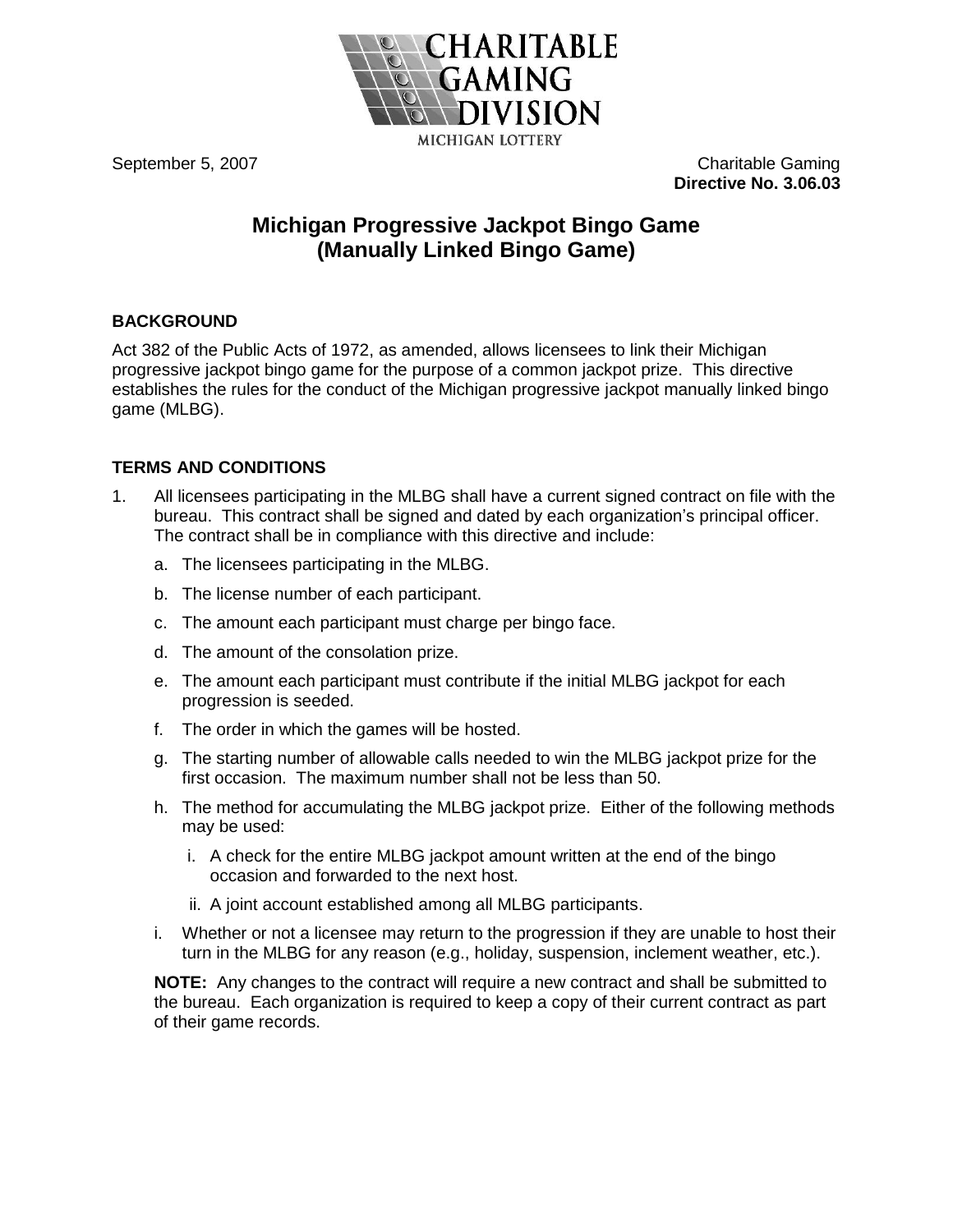CHARITABLE GAMING DIVISION
MICHIGAN LOTTERY

September 5, 2007

Charitable Gaming
**Directive No. 3.06.03**

# Michigan Progressive Jackpot Bingo Game (Manually Linked Bingo Game)

## BACKGROUND

Act 382 of the Public Acts of 1972, as amended, allows licensees to link their Michigan progressive jackpot bingo game for the purpose of a common jackpot prize. This directive establishes the rules for the conduct of the Michigan progressive jackpot manually linked bingo game (MLBG).

## TERMS AND CONDITIONS

1. All licensees participating in the MLBG shall have a current signed contract on file with the bureau. This contract shall be signed and dated by each organization's principal officer. The contract shall be in compliance with this directive and include:

   a. The licensees participating in the MLBG.

   b. The license number of each participant.

   c. The amount each participant must charge per bingo face.

   d. The amount of the consolation prize.

   e. The amount each participant must contribute if the initial MLBG jackpot for each progression is seeded.

   f. The order in which the games will be hosted.

   g. The starting number of allowable calls needed to win the MLBG jackpot prize for the first occasion. The maximum number shall not be less than 50.

   h. The method for accumulating the MLBG jackpot prize. Either of the following methods may be used:

      i. A check for the entire MLBG jackpot amount written at the end of the bingo occasion and forwarded to the next host.

      ii. A joint account established among all MLBG participants.

   i. Whether or not a licensee may return to the progression if they are unable to host their turn in the MLBG for any reason (e.g., holiday, suspension, inclement weather, etc.).

   **NOTE:** Any changes to the contract will require a new contract and shall be submitted to the bureau. Each organization is required to keep a copy of their current contract as part of their game records.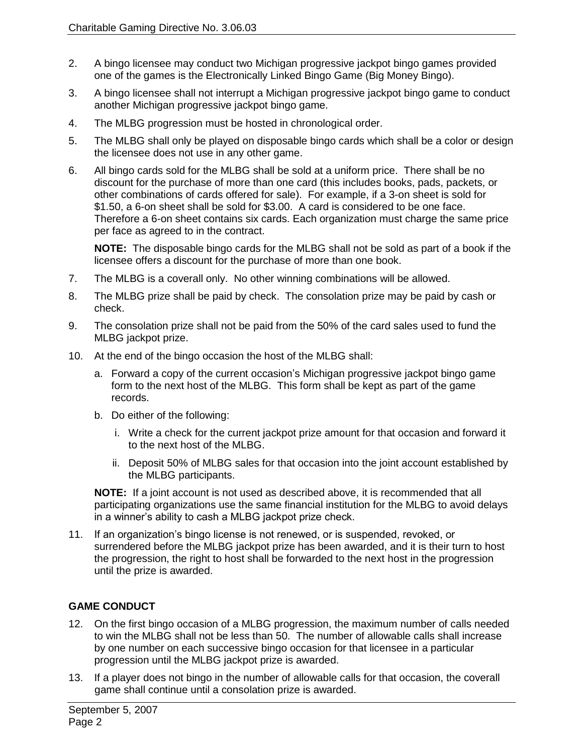2. A bingo licensee may conduct two Michigan progressive jackpot bingo games provided one of the games is the Electronically Linked Bingo Game (Big Money Bingo).

3. A bingo licensee shall not interrupt a Michigan progressive jackpot bingo game to conduct another Michigan progressive jackpot bingo game.

4. The MLBG progression must be hosted in chronological order.

5. The MLBG shall only be played on disposable bingo cards which shall be a color or design the licensee does not use in any other game.

6. All bingo cards sold for the MLBG shall be sold at a uniform price. There shall be no discount for the purchase of more than one card (this includes books, pads, packets, or other combinations of cards offered for sale). For example, if a 3-on sheet is sold for $1.50, a 6-on sheet shall be sold for $3.00. A card is considered to be one face. Therefore a 6-on sheet contains six cards. Each organization must charge the same price per face as agreed to in the contract.

   **NOTE:** The disposable bingo cards for the MLBG shall not be sold as part of a book if the licensee offers a discount for the purchase of more than one book.

7. The MLBG is a coverall only. No other winning combinations will be allowed.

8. The MLBG prize shall be paid by check. The consolation prize may be paid by cash or check.

9. The consolation prize shall not be paid from the 50% of the card sales used to fund the MLBG jackpot prize.

10. At the end of the bingo occasion the host of the MLBG shall:

    a. Forward a copy of the current occasion's Michigan progressive jackpot bingo game form to the next host of the MLBG. This form shall be kept as part of the game records.

    b. Do either of the following:

       i. Write a check for the current jackpot prize amount for that occasion and forward it to the next host of the MLBG.

       ii. Deposit 50% of MLBG sales for that occasion into the joint account established by the MLBG participants.

    **NOTE:** If a joint account is not used as described above, it is recommended that all participating organizations use the same financial institution for the MLBG to avoid delays in a winner's ability to cash a MLBG jackpot prize check.

11. If an organization's bingo license is not renewed, or is suspended, revoked, or surrendered before the MLBG jackpot prize has been awarded, and it is their turn to host the progression, the right to host shall be forwarded to the next host in the progression until the prize is awarded.

**GAME CONDUCT**

12. On the first bingo occasion of a MLBG progression, the maximum number of calls needed to win the MLBG shall not be less than 50. The number of allowable calls shall increase by one number on each successive bingo occasion for that licensee in a particular progression until the MLBG jackpot prize is awarded.

13. If a player does not bingo in the number of allowable calls for that occasion, the coverall game shall continue until a consolation prize is awarded.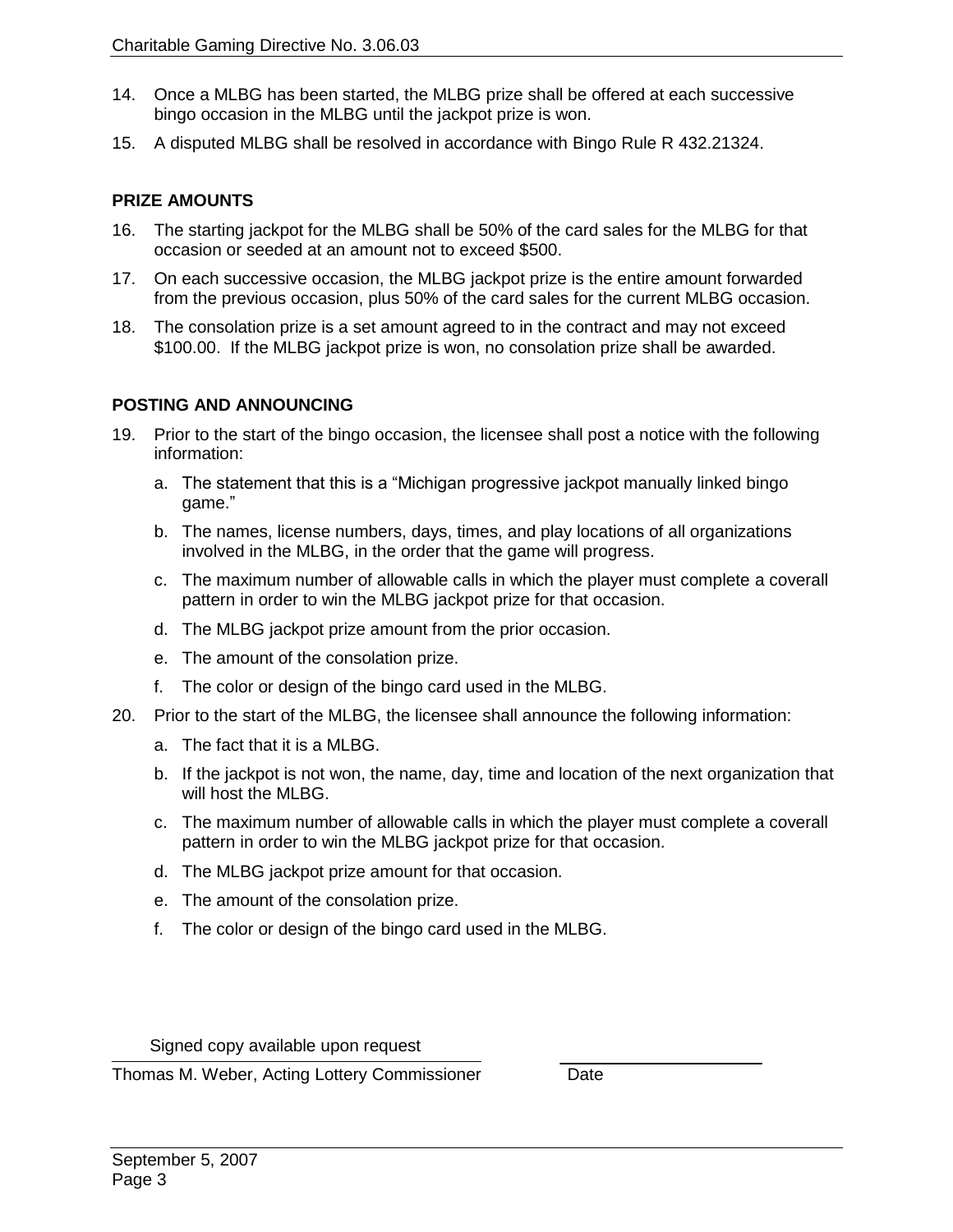14. Once a MLBG has been started, the MLBG prize shall be offered at each successive bingo occasion in the MLBG until the jackpot prize is won.
15. A disputed MLBG shall be resolved in accordance with Bingo Rule R 432.21324.

**PRIZE AMOUNTS**

16. The starting jackpot for the MLBG shall be 50% of the card sales for the MLBG for that occasion or seeded at an amount not to exceed $500.
17. On each successive occasion, the MLBG jackpot prize is the entire amount forwarded from the previous occasion, plus 50% of the card sales for the current MLBG occasion.
18. The consolation prize is a set amount agreed to in the contract and may not exceed $100.00. If the MLBG jackpot prize is won, no consolation prize shall be awarded.

**POSTING AND ANNOUNCING**

19. Prior to the start of the bingo occasion, the licensee shall post a notice with the following information:
    a. The statement that this is a "Michigan progressive jackpot manually linked bingo game."
    b. The names, license numbers, days, times, and play locations of all organizations involved in the MLBG, in the order that the game will progress.
    c. The maximum number of allowable calls in which the player must complete a coverall pattern in order to win the MLBG jackpot prize for that occasion.
    d. The MLBG jackpot prize amount from the prior occasion.
    e. The amount of the consolation prize.
    f. The color or design of the bingo card used in the MLBG.
20. Prior to the start of the MLBG, the licensee shall announce the following information:
    a. The fact that it is a MLBG.
    b. If the jackpot is not won, the name, day, time and location of the next organization that will host the MLBG.
    c. The maximum number of allowable calls in which the player must complete a coverall pattern in order to win the MLBG jackpot prize for that occasion.
    d. The MLBG jackpot prize amount for that occasion.
    e. The amount of the consolation prize.
    f. The color or design of the bingo card used in the MLBG.

Signed copy available upon request

Thomas M. Weber, Acting Lottery Commissioner

Date